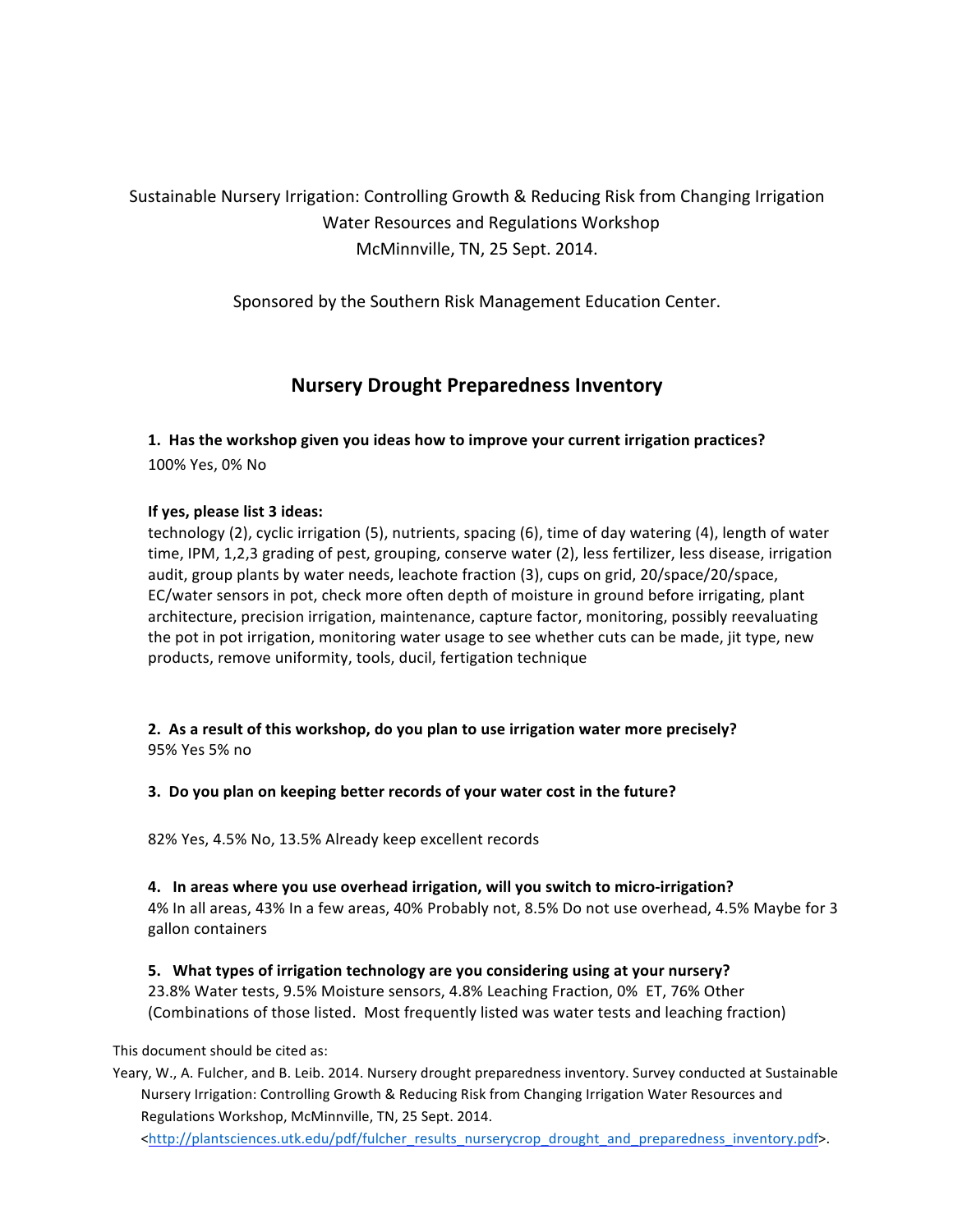Sustainable Nursery Irrigation: Controlling Growth & Reducing Risk from Changing Irrigation Water Resources and Regulations Workshop
McMinnville, TN, 25 Sept. 2014.

Sponsored by the Southern Risk Management Education Center.

## Nursery Drought Preparedness Inventory

**1. Has the workshop given you ideas how to improve your current irrigation practices?**
100% Yes, 0% No

**If yes, please list 3 ideas:**
technology (2), cyclic irrigation (5), nutrients, spacing (6), time of day watering (4), length of water time, IPM, 1,2,3 grading of pest, grouping, conserve water (2), less fertilizer, less disease, irrigation audit, group plants by water needs, leachote fraction (3), cups on grid, 20/space/20/space, EC/water sensors in pot, check more often depth of moisture in ground before irrigating, plant architecture, precision irrigation, maintenance, capture factor, monitoring, possibly reevaluating the pot in pot irrigation, monitoring water usage to see whether cuts can be made, jit type, new products, remove uniformity, tools, ducil, fertigation technique

**2. As a result of this workshop, do you plan to use irrigation water more precisely?**
95% Yes 5% no

**3. Do you plan on keeping better records of your water cost in the future?**

82% Yes, 4.5% No, 13.5% Already keep excellent records

**4. In areas where you use overhead irrigation, will you switch to micro-irrigation?**
4% In all areas, 43% In a few areas, 40% Probably not, 8.5% Do not use overhead, 4.5% Maybe for 3 gallon containers

**5. What types of irrigation technology are you considering using at your nursery?**
23.8% Water tests, 9.5% Moisture sensors, 4.8% Leaching Fraction, 0% ET, 76% Other (Combinations of those listed. Most frequently listed was water tests and leaching fraction)

This document should be cited as:
Yeary, W., A. Fulcher, and B. Leib. 2014. Nursery drought preparedness inventory. Survey conducted at Sustainable Nursery Irrigation: Controlling Growth & Reducing Risk from Changing Irrigation Water Resources and Regulations Workshop, McMinnville, TN, 25 Sept. 2014.
<http://plantsciences.utk.edu/pdf/fulcher_results_nurserycrop_drought_and_preparedness_inventory.pdf>.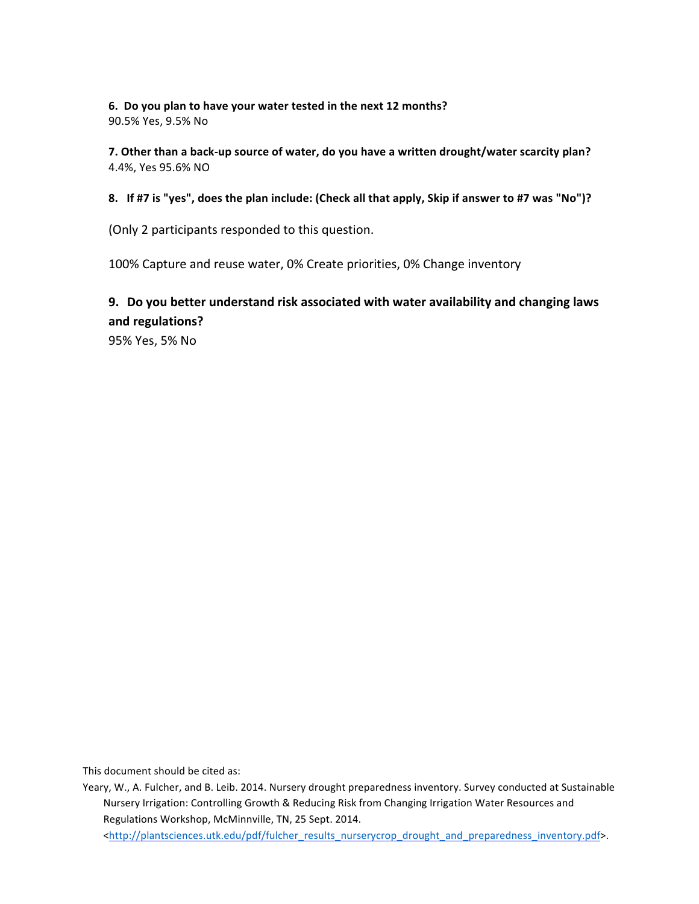**6. Do you plan to have your water tested in the next 12 months?**
90.5% Yes, 9.5% No

**7. Other than a back-up source of water, do you have a written drought/water scarcity plan?**
4.4%, Yes 95.6% NO

**8. If #7 is "yes", does the plan include: (Check all that apply, Skip if answer to #7 was "No")?**

(Only 2 participants responded to this question.

100% Capture and reuse water, 0% Create priorities, 0% Change inventory

**9. Do you better understand risk associated with water availability and changing laws and regulations?**
95% Yes, 5% No

This document should be cited as:

Yeary, W., A. Fulcher, and B. Leib. 2014. Nursery drought preparedness inventory. Survey conducted at Sustainable Nursery Irrigation: Controlling Growth & Reducing Risk from Changing Irrigation Water Resources and Regulations Workshop, McMinnville, TN, 25 Sept. 2014. <http://plantsciences.utk.edu/pdf/fulcher_results_nurserycrop_drought_and_preparedness_inventory.pdf>.